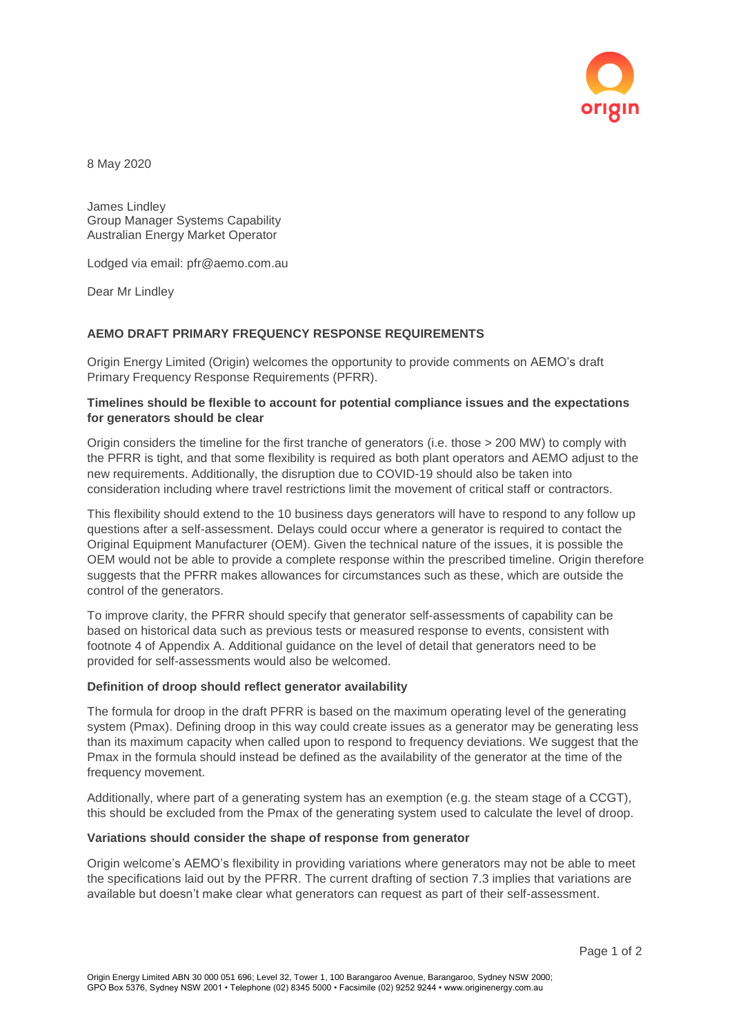8 May 2020

James Lindley
Group Manager Systems Capability
Australian Energy Market Operator

Lodged via email: pfr@aemo.com.au

Dear Mr Lindley

**AEMO DRAFT PRIMARY FREQUENCY RESPONSE REQUIREMENTS**

Origin Energy Limited (Origin) welcomes the opportunity to provide comments on AEMO's draft Primary Frequency Response Requirements (PFRR).

**Timelines should be flexible to account for potential compliance issues and the expectations for generators should be clear**

Origin considers the timeline for the first tranche of generators (i.e. those > 200 MW) to comply with the PFRR is tight, and that some flexibility is required as both plant operators and AEMO adjust to the new requirements. Additionally, the disruption due to COVID-19 should also be taken into consideration including where travel restrictions limit the movement of critical staff or contractors.

This flexibility should extend to the 10 business days generators will have to respond to any follow up questions after a self-assessment. Delays could occur where a generator is required to contact the Original Equipment Manufacturer (OEM). Given the technical nature of the issues, it is possible the OEM would not be able to provide a complete response within the prescribed timeline. Origin therefore suggests that the PFRR makes allowances for circumstances such as these, which are outside the control of the generators.

To improve clarity, the PFRR should specify that generator self-assessments of capability can be based on historical data such as previous tests or measured response to events, consistent with footnote 4 of Appendix A. Additional guidance on the level of detail that generators need to be provided for self-assessments would also be welcomed.

**Definition of droop should reflect generator availability**

The formula for droop in the draft PFRR is based on the maximum operating level of the generating system (Pmax). Defining droop in this way could create issues as a generator may be generating less than its maximum capacity when called upon to respond to frequency deviations. We suggest that the Pmax in the formula should instead be defined as the availability of the generator at the time of the frequency movement.

Additionally, where part of a generating system has an exemption (e.g. the steam stage of a CCGT), this should be excluded from the Pmax of the generating system used to calculate the level of droop.

**Variations should consider the shape of response from generator**

Origin welcome's AEMO's flexibility in providing variations where generators may not be able to meet the specifications laid out by the PFRR. The current drafting of section 7.3 implies that variations are available but doesn't make clear what generators can request as part of their self-assessment.

Origin Energy Limited ABN 30 000 051 696; Level 32, Tower 1, 100 Barangaroo Avenue, Barangaroo, Sydney NSW 2000;
GPO Box 5376, Sydney NSW 2001 • Telephone (02) 8345 5000 • Facsimile (02) 9252 9244 • www.originenergy.com.au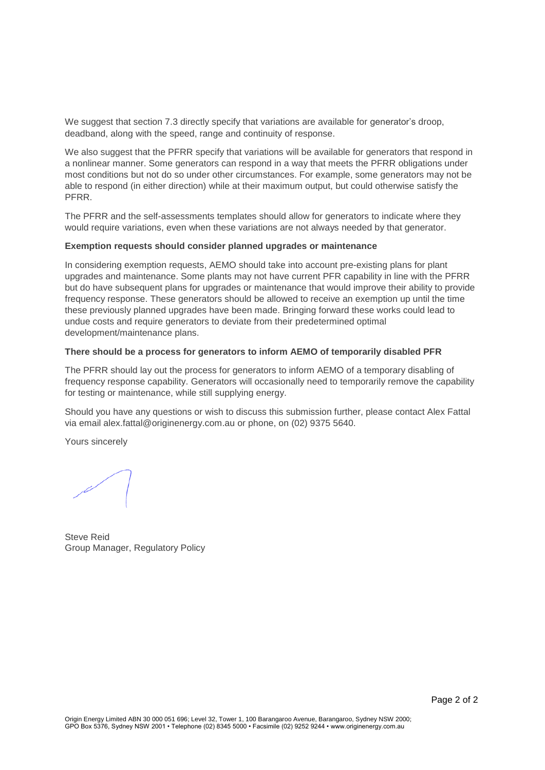We suggest that section 7.3 directly specify that variations are available for generator's droop, deadband, along with the speed, range and continuity of response.

We also suggest that the PFRR specify that variations will be available for generators that respond in a nonlinear manner. Some generators can respond in a way that meets the PFRR obligations under most conditions but not do so under other circumstances. For example, some generators may not be able to respond (in either direction) while at their maximum output, but could otherwise satisfy the PFRR.

The PFRR and the self-assessments templates should allow for generators to indicate where they would require variations, even when these variations are not always needed by that generator.

**Exemption requests should consider planned upgrades or maintenance**

In considering exemption requests, AEMO should take into account pre-existing plans for plant upgrades and maintenance. Some plants may not have current PFR capability in line with the PFRR but do have subsequent plans for upgrades or maintenance that would improve their ability to provide frequency response. These generators should be allowed to receive an exemption up until the time these previously planned upgrades have been made. Bringing forward these works could lead to undue costs and require generators to deviate from their predetermined optimal development/maintenance plans.

**There should be a process for generators to inform AEMO of temporarily disabled PFR**

The PFRR should lay out the process for generators to inform AEMO of a temporary disabling of frequency response capability. Generators will occasionally need to temporarily remove the capability for testing or maintenance, while still supplying energy.

Should you have any questions or wish to discuss this submission further, please contact Alex Fattal via email alex.fattal@originenergy.com.au or phone, on (02) 9375 5640.

Yours sincerely

Steve Reid
Group Manager, Regulatory Policy

Origin Energy Limited ABN 30 000 051 696; Level 32, Tower 1, 100 Barangaroo Avenue, Barangaroo, Sydney NSW 2000;
GPO Box 5376, Sydney NSW 2001 • Telephone (02) 8345 5000 • Facsimile (02) 9252 9244 • www.originenergy.com.au